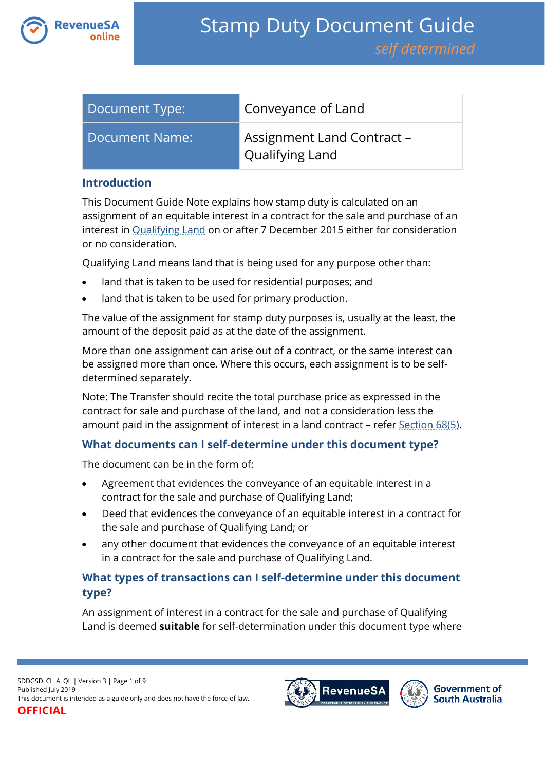# Stamp Duty Document Guide

*self determined*

| Document Type: | Conveyance of Land |
|---|---|
| Document Name: | Assignment Land Contract – Qualifying Land |

## Introduction

This Document Guide Note explains how stamp duty is calculated on an assignment of an equitable interest in a contract for the sale and purchase of an interest in Qualifying Land on or after 7 December 2015 either for consideration or no consideration.

Qualifying Land means land that is being used for any purpose other than:

- land that is taken to be used for residential purposes; and
- land that is taken to be used for primary production.

The value of the assignment for stamp duty purposes is, usually at the least, the amount of the deposit paid as at the date of the assignment.

More than one assignment can arise out of a contract, or the same interest can be assigned more than once. Where this occurs, each assignment is to be self-determined separately.

Note: The Transfer should recite the total purchase price as expressed in the contract for sale and purchase of the land, and not a consideration less the amount paid in the assignment of interest in a land contract – refer Section 68(5).

## What documents can I self-determine under this document type?

The document can be in the form of:

- Agreement that evidences the conveyance of an equitable interest in a contract for the sale and purchase of Qualifying Land;
- Deed that evidences the conveyance of an equitable interest in a contract for the sale and purchase of Qualifying Land; or
- any other document that evidences the conveyance of an equitable interest in a contract for the sale and purchase of Qualifying Land.

## What types of transactions can I self-determine under this document type?

An assignment of interest in a contract for the sale and purchase of Qualifying Land is deemed **suitable** for self-determination under this document type where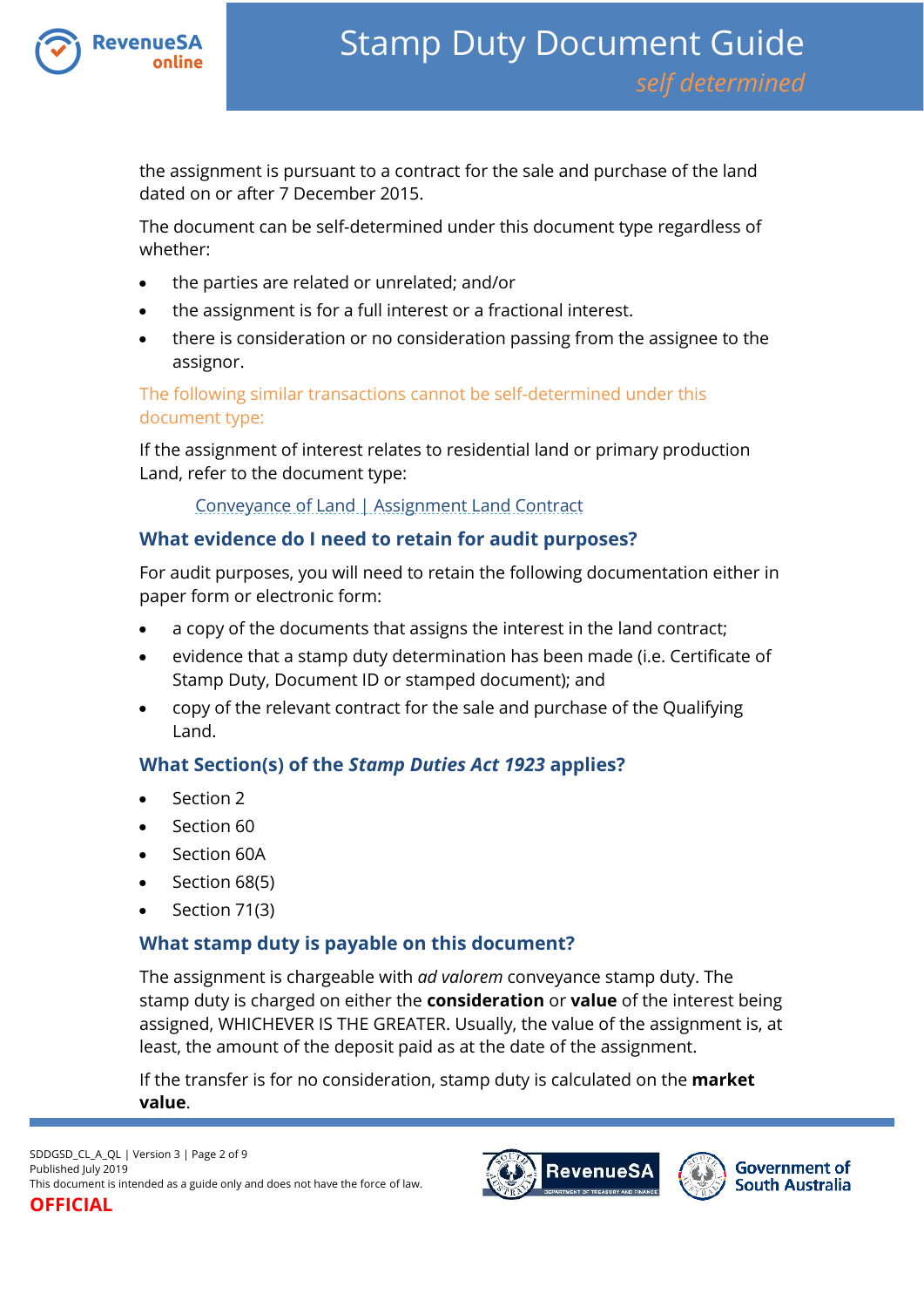the assignment is pursuant to a contract for the sale and purchase of the land dated on or after 7 December 2015.

The document can be self-determined under this document type regardless of whether:

- the parties are related or unrelated; and/or
- the assignment is for a full interest or a fractional interest.
- there is consideration or no consideration passing from the assignee to the assignor.

The following similar transactions cannot be self-determined under this document type:

If the assignment of interest relates to residential land or primary production Land, refer to the document type:

Conveyance of Land | Assignment Land Contract

### What evidence do I need to retain for audit purposes?

For audit purposes, you will need to retain the following documentation either in paper form or electronic form:

- a copy of the documents that assigns the interest in the land contract;
- evidence that a stamp duty determination has been made (i.e. Certificate of Stamp Duty, Document ID or stamped document); and
- copy of the relevant contract for the sale and purchase of the Qualifying Land.

### What Section(s) of the *Stamp Duties Act 1923* applies?

- Section 2
- Section 60
- Section 60A
- Section 68(5)
- Section 71(3)

### What stamp duty is payable on this document?

The assignment is chargeable with *ad valorem* conveyance stamp duty. The stamp duty is charged on either the **consideration** or **value** of the interest being assigned, WHICHEVER IS THE GREATER. Usually, the value of the assignment is, at least, the amount of the deposit paid as at the date of the assignment.

If the transfer is for no consideration, stamp duty is calculated on the **market value**.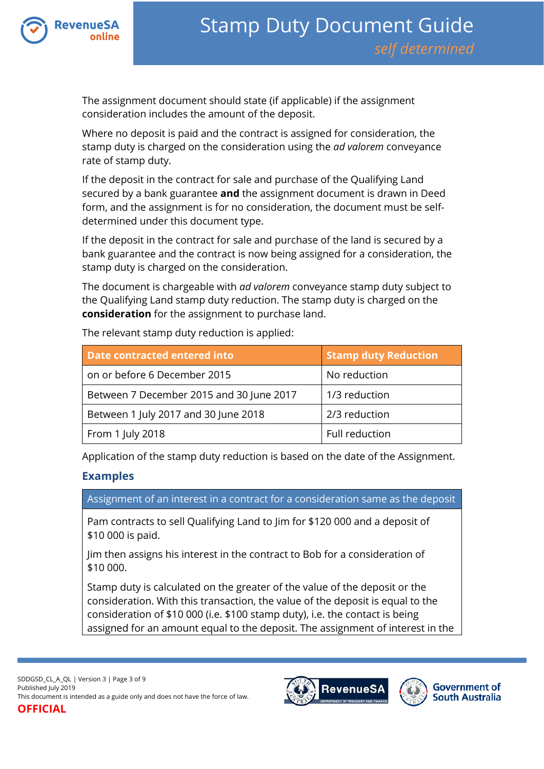The assignment document should state (if applicable) if the assignment consideration includes the amount of the deposit.

Where no deposit is paid and the contract is assigned for consideration, the stamp duty is charged on the consideration using the *ad valorem* conveyance rate of stamp duty.

If the deposit in the contract for sale and purchase of the Qualifying Land secured by a bank guarantee **and** the assignment document is drawn in Deed form, and the assignment is for no consideration, the document must be self-determined under this document type.

If the deposit in the contract for sale and purchase of the land is secured by a bank guarantee and the contract is now being assigned for a consideration, the stamp duty is charged on the consideration.

The document is chargeable with *ad valorem* conveyance stamp duty subject to the Qualifying Land stamp duty reduction. The stamp duty is charged on the **consideration** for the assignment to purchase land.

The relevant stamp duty reduction is applied:

| Date contracted entered into | Stamp duty Reduction |
|---|---|
| on or before 6 December 2015 | No reduction |
| Between 7 December 2015 and 30 June 2017 | 1/3 reduction |
| Between 1 July 2017 and 30 June 2018 | 2/3 reduction |
| From 1 July 2018 | Full reduction |

Application of the stamp duty reduction is based on the date of the Assignment.

## Examples

| Assignment of an interest in a contract for a consideration same as the deposit |
|---|
| Pam contracts to sell Qualifying Land to Jim for $120 000 and a deposit of $10 000 is paid.<br><br>Jim then assigns his interest in the contract to Bob for a consideration of $10 000.<br><br>Stamp duty is calculated on the greater of the value of the deposit or the consideration. With this transaction, the value of the deposit is equal to the consideration of $10 000 (i.e. $100 stamp duty), i.e. the contact is being assigned for an amount equal to the deposit. The assignment of interest in the |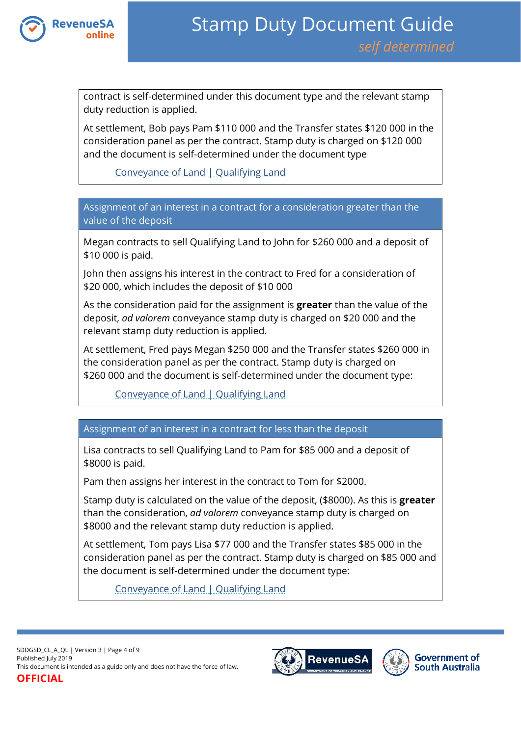contract is self-determined under this document type and the relevant stamp duty reduction is applied.

At settlement, Bob pays Pam $110 000 and the Transfer states $120 000 in the consideration panel as per the contract. Stamp duty is charged on $120 000 and the document is self-determined under the document type

Conveyance of Land | Qualifying Land

### Assignment of an interest in a contract for a consideration greater than the value of the deposit

Megan contracts to sell Qualifying Land to John for $260 000 and a deposit of $10 000 is paid.

John then assigns his interest in the contract to Fred for a consideration of $20 000, which includes the deposit of $10 000

As the consideration paid for the assignment is **greater** than the value of the deposit, *ad valorem* conveyance stamp duty is charged on $20 000 and the relevant stamp duty reduction is applied.

At settlement, Fred pays Megan $250 000 and the Transfer states $260 000 in the consideration panel as per the contract. Stamp duty is charged on $260 000 and the document is self-determined under the document type:

Conveyance of Land | Qualifying Land

### Assignment of an interest in a contract for less than the deposit

Lisa contracts to sell Qualifying Land to Pam for $85 000 and a deposit of $8000 is paid.

Pam then assigns her interest in the contract to Tom for $2000.

Stamp duty is calculated on the value of the deposit, ($8000). As this is **greater** than the consideration, *ad valorem* conveyance stamp duty is charged on $8000 and the relevant stamp duty reduction is applied.

At settlement, Tom pays Lisa $77 000 and the Transfer states $85 000 in the consideration panel as per the contract. Stamp duty is charged on $85 000 and the document is self-determined under the document type:

Conveyance of Land | Qualifying Land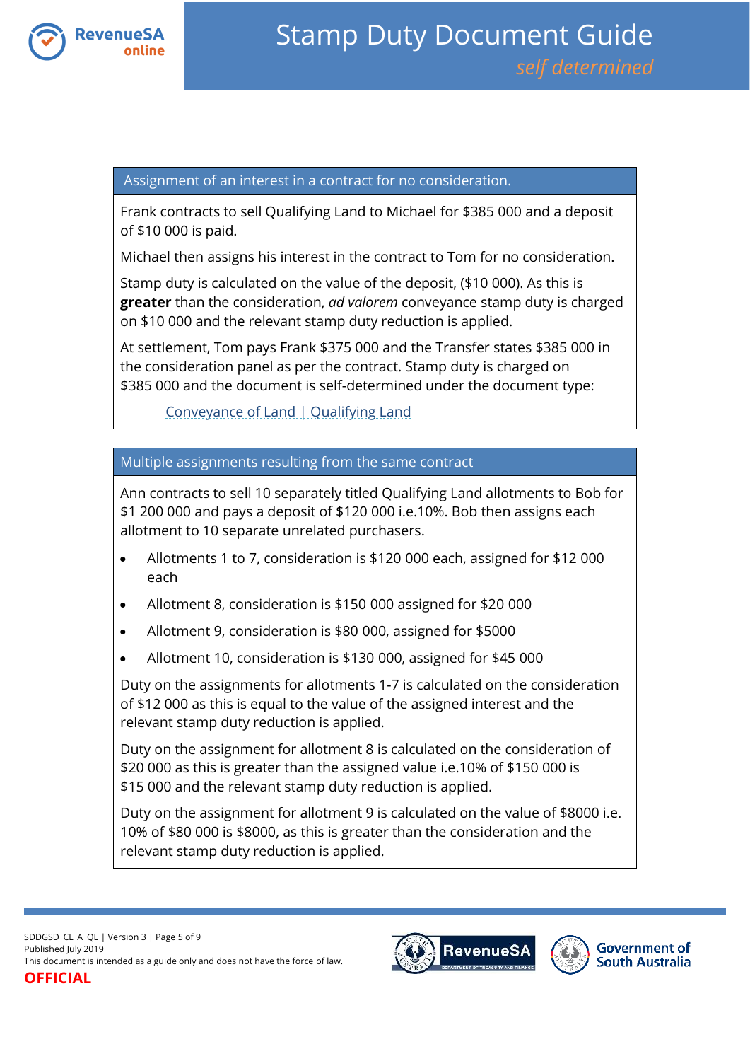### Assignment of an interest in a contract for no consideration.

Frank contracts to sell Qualifying Land to Michael for $385 000 and a deposit of $10 000 is paid.

Michael then assigns his interest in the contract to Tom for no consideration.

Stamp duty is calculated on the value of the deposit, ($10 000). As this is **greater** than the consideration, *ad valorem* conveyance stamp duty is charged on $10 000 and the relevant stamp duty reduction is applied.

At settlement, Tom pays Frank $375 000 and the Transfer states $385 000 in the consideration panel as per the contract. Stamp duty is charged on $385 000 and the document is self-determined under the document type:

Conveyance of Land | Qualifying Land

### Multiple assignments resulting from the same contract

Ann contracts to sell 10 separately titled Qualifying Land allotments to Bob for $1 200 000 and pays a deposit of $120 000 i.e.10%. Bob then assigns each allotment to 10 separate unrelated purchasers.

- Allotments 1 to 7, consideration is $120 000 each, assigned for $12 000 each
- Allotment 8, consideration is $150 000 assigned for $20 000
- Allotment 9, consideration is $80 000, assigned for $5000
- Allotment 10, consideration is $130 000, assigned for $45 000

Duty on the assignments for allotments 1-7 is calculated on the consideration of $12 000 as this is equal to the value of the assigned interest and the relevant stamp duty reduction is applied.

Duty on the assignment for allotment 8 is calculated on the consideration of $20 000 as this is greater than the assigned value i.e.10% of $150 000 is $15 000 and the relevant stamp duty reduction is applied.

Duty on the assignment for allotment 9 is calculated on the value of $8000 i.e. 10% of $80 000 is $8000, as this is greater than the consideration and the relevant stamp duty reduction is applied.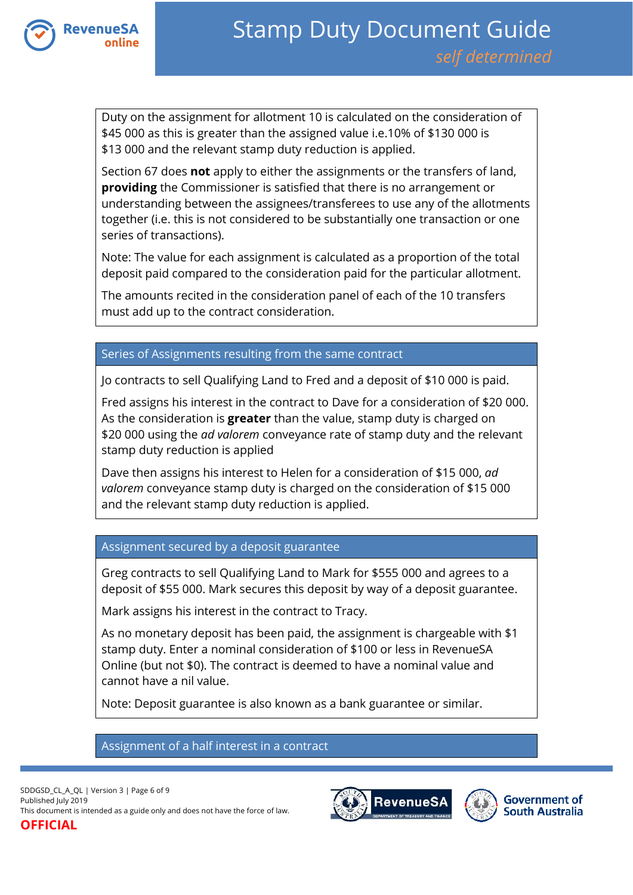Duty on the assignment for allotment 10 is calculated on the consideration of $45 000 as this is greater than the assigned value i.e.10% of $130 000 is $13 000 and the relevant stamp duty reduction is applied.

Section 67 does **not** apply to either the assignments or the transfers of land, **providing** the Commissioner is satisfied that there is no arrangement or understanding between the assignees/transferees to use any of the allotments together (i.e. this is not considered to be substantially one transaction or one series of transactions).

Note: The value for each assignment is calculated as a proportion of the total deposit paid compared to the consideration paid for the particular allotment.

The amounts recited in the consideration panel of each of the 10 transfers must add up to the contract consideration.

## Series of Assignments resulting from the same contract

Jo contracts to sell Qualifying Land to Fred and a deposit of $10 000 is paid.

Fred assigns his interest in the contract to Dave for a consideration of $20 000. As the consideration is **greater** than the value, stamp duty is charged on $20 000 using the *ad valorem* conveyance rate of stamp duty and the relevant stamp duty reduction is applied

Dave then assigns his interest to Helen for a consideration of $15 000, *ad valorem* conveyance stamp duty is charged on the consideration of $15 000 and the relevant stamp duty reduction is applied.

## Assignment secured by a deposit guarantee

Greg contracts to sell Qualifying Land to Mark for $555 000 and agrees to a deposit of $55 000. Mark secures this deposit by way of a deposit guarantee.

Mark assigns his interest in the contract to Tracy.

As no monetary deposit has been paid, the assignment is chargeable with $1 stamp duty. Enter a nominal consideration of $100 or less in RevenueSA Online (but not $0). The contract is deemed to have a nominal value and cannot have a nil value.

Note: Deposit guarantee is also known as a bank guarantee or similar.

## Assignment of a half interest in a contract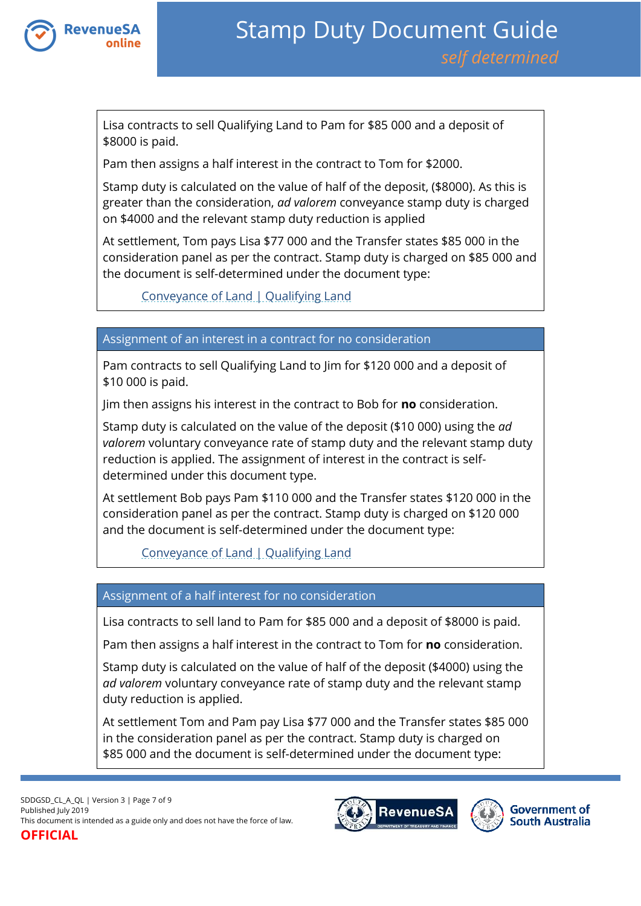Lisa contracts to sell Qualifying Land to Pam for $85 000 and a deposit of $8000 is paid.

Pam then assigns a half interest in the contract to Tom for $2000.

Stamp duty is calculated on the value of half of the deposit, ($8000). As this is greater than the consideration, *ad valorem* conveyance stamp duty is charged on $4000 and the relevant stamp duty reduction is applied

At settlement, Tom pays Lisa $77 000 and the Transfer states $85 000 in the consideration panel as per the contract. Stamp duty is charged on $85 000 and the document is self-determined under the document type:

Conveyance of Land | Qualifying Land

## Assignment of an interest in a contract for no consideration

Pam contracts to sell Qualifying Land to Jim for $120 000 and a deposit of $10 000 is paid.

Jim then assigns his interest in the contract to Bob for **no** consideration.

Stamp duty is calculated on the value of the deposit ($10 000) using the *ad valorem* voluntary conveyance rate of stamp duty and the relevant stamp duty reduction is applied. The assignment of interest in the contract is self-determined under this document type.

At settlement Bob pays Pam $110 000 and the Transfer states $120 000 in the consideration panel as per the contract. Stamp duty is charged on $120 000 and the document is self-determined under the document type:

Conveyance of Land | Qualifying Land

## Assignment of a half interest for no consideration

Lisa contracts to sell land to Pam for $85 000 and a deposit of $8000 is paid.

Pam then assigns a half interest in the contract to Tom for **no** consideration.

Stamp duty is calculated on the value of half of the deposit ($4000) using the *ad valorem* voluntary conveyance rate of stamp duty and the relevant stamp duty reduction is applied.

At settlement Tom and Pam pay Lisa $77 000 and the Transfer states $85 000 in the consideration panel as per the contract. Stamp duty is charged on $85 000 and the document is self-determined under the document type: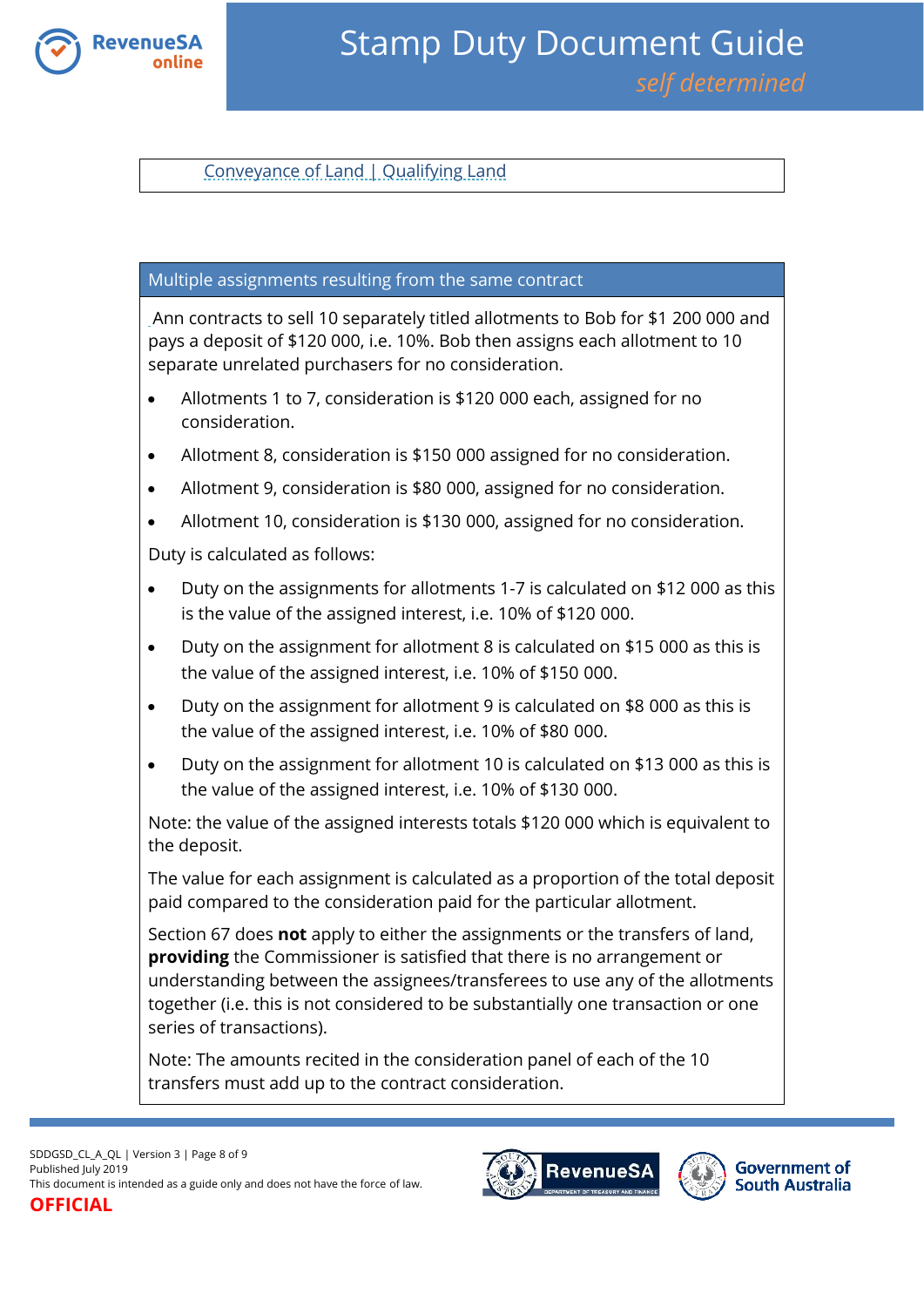[Conveyance of Land | Qualifying Land]

## Multiple assignments resulting from the same contract

Ann contracts to sell 10 separately titled allotments to Bob for $1 200 000 and pays a deposit of $120 000, i.e. 10%. Bob then assigns each allotment to 10 separate unrelated purchasers for no consideration.

- Allotments 1 to 7, consideration is $120 000 each, assigned for no consideration.
- Allotment 8, consideration is $150 000 assigned for no consideration.
- Allotment 9, consideration is $80 000, assigned for no consideration.
- Allotment 10, consideration is $130 000, assigned for no consideration.

Duty is calculated as follows:

- Duty on the assignments for allotments 1-7 is calculated on $12 000 as this is the value of the assigned interest, i.e. 10% of $120 000.
- Duty on the assignment for allotment 8 is calculated on $15 000 as this is the value of the assigned interest, i.e. 10% of $150 000.
- Duty on the assignment for allotment 9 is calculated on $8 000 as this is the value of the assigned interest, i.e. 10% of $80 000.
- Duty on the assignment for allotment 10 is calculated on $13 000 as this is the value of the assigned interest, i.e. 10% of $130 000.

Note: the value of the assigned interests totals $120 000 which is equivalent to the deposit.

The value for each assignment is calculated as a proportion of the total deposit paid compared to the consideration paid for the particular allotment.

Section 67 does **not** apply to either the assignments or the transfers of land, **providing** the Commissioner is satisfied that there is no arrangement or understanding between the assignees/transferees to use any of the allotments together (i.e. this is not considered to be substantially one transaction or one series of transactions).

Note: The amounts recited in the consideration panel of each of the 10 transfers must add up to the contract consideration.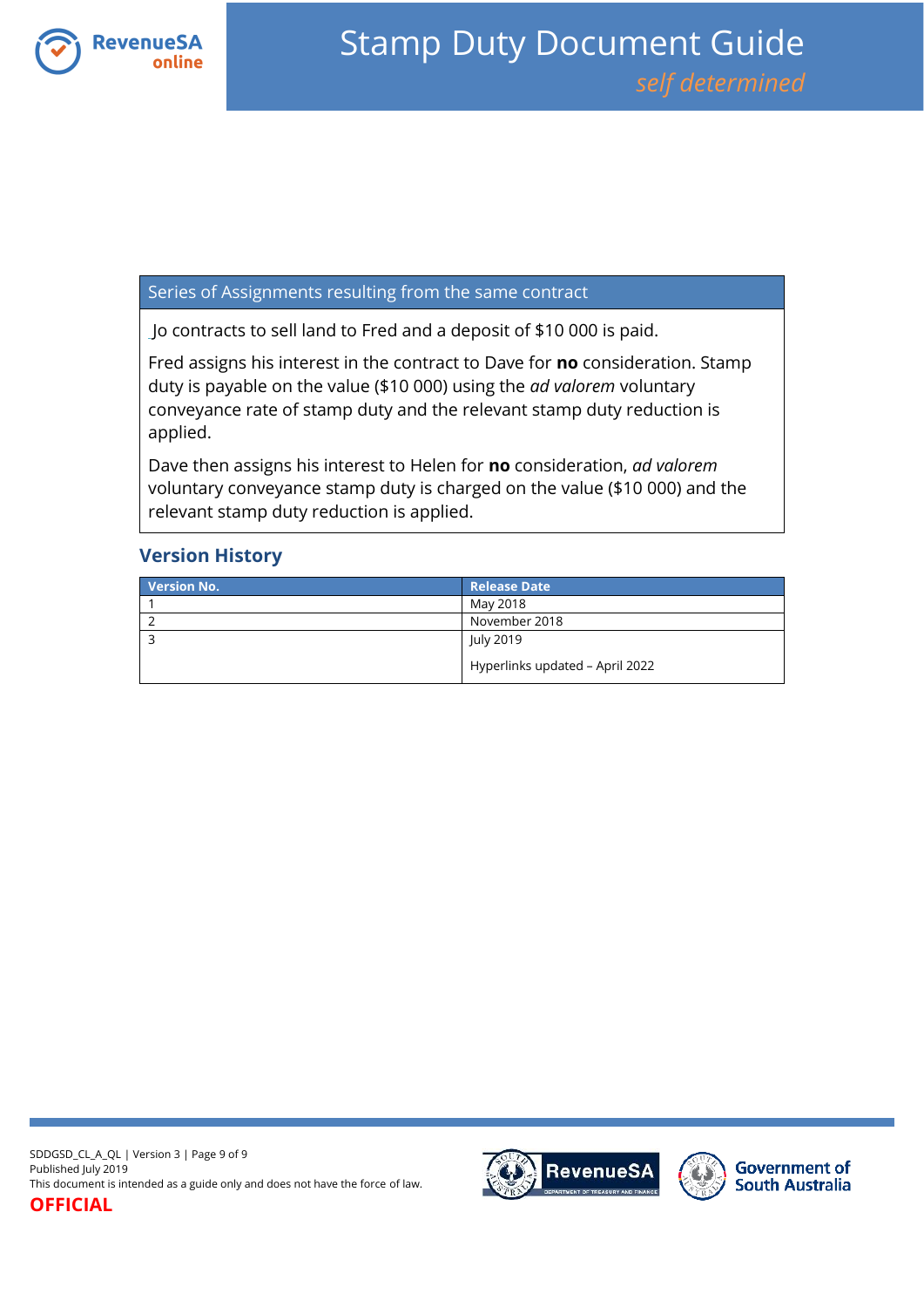### Series of Assignments resulting from the same contract

Jo contracts to sell land to Fred and a deposit of $10 000 is paid.

Fred assigns his interest in the contract to Dave for **no** consideration. Stamp duty is payable on the value ($10 000) using the *ad valorem* voluntary conveyance rate of stamp duty and the relevant stamp duty reduction is applied.

Dave then assigns his interest to Helen for **no** consideration, *ad valorem* voluntary conveyance stamp duty is charged on the value ($10 000) and the relevant stamp duty reduction is applied.

## Version History

| Version No. | Release Date |
|---|---|
| 1 | May 2018 |
| 2 | November 2018 |
| 3 | July 2019<br><br>Hyperlinks updated – April 2022 |

This document is intended as a guide only and does not have the force of law.

**OFFICIAL**